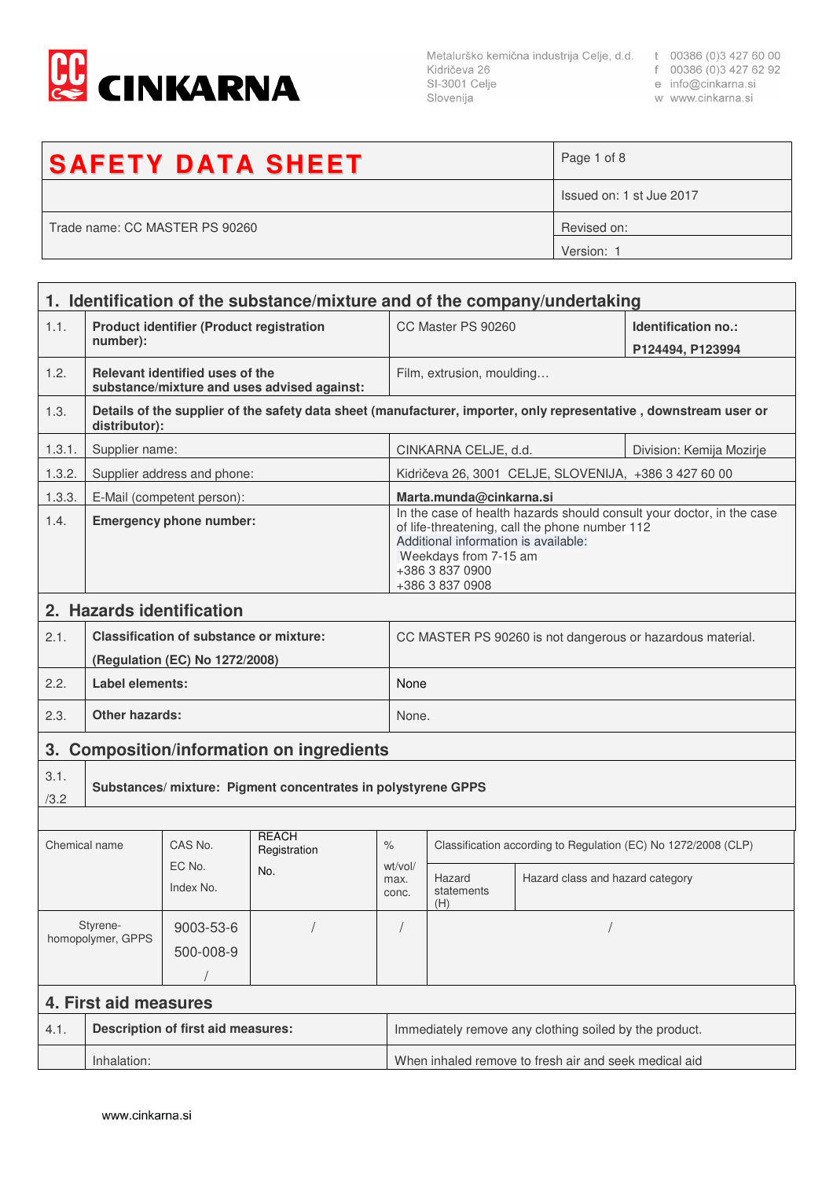**CINKARNA**

Metalurško kemična industrija Celje, d.d.
Kidričeva 26
SI-3001 Celje
Slovenija

t 00386 (0)3 427 60 00
f 00386 (0)3 427 62 92
e info@cinkarna.si
w www.cinkarna.si

| # SAFETY DATA SHEET | Page 1 of 8 |
|---|---|
| | Issued on: 1 st Jue 2017 |
| Trade name: CC MASTER PS 90260 | Revised on: |
| | Version: 1 |

## 1. Identification of the substance/mixture and of the company/undertaking

| | | | |
|---|---|---|---|
| 1.1. | **Product identifier (Product registration number):** | CC Master PS 90260 | **Identification no.: P124494, P123994** |
| 1.2. | **Relevant identified uses of the substance/mixture and uses advised against:** | Film, extrusion, moulding… | |
| 1.3. | **Details of the supplier of the safety data sheet (manufacturer, importer, only representative , downstream user or distributor):** | | |
| 1.3.1. | Supplier name: | CINKARNA CELJE, d.d. | Division: Kemija Mozirje |
| 1.3.2. | Supplier address and phone: | Kidričeva 26, 3001 CELJE, SLOVENIJA, +386 3 427 60 00 | |
| 1.3.3. | E-Mail (competent person): | **Marta.munda@cinkarna.si** | |
| 1.4. | **Emergency phone number:** | In the case of health hazards should consult your doctor, in the case of life-threatening, call the phone number 112<br>Additional information is available:<br>Weekdays from 7-15 am<br>+386 3 837 0900<br>+386 3 837 0908 | |

## 2. Hazards identification

| | | |
|---|---|---|
| 2.1. | **Classification of substance or mixture:**<br>**(Regulation (EC) No 1272/2008)** | CC MASTER PS 90260 is not dangerous or hazardous material. |
| 2.2. | **Label elements:** | None |
| 2.3. | **Other hazards:** | None. |

## 3. Composition/information on ingredients

3.1./3.2 **Substances/ mixture: Pigment concentrates in polystyrene GPPS**

| Chemical name | CAS No.<br>EC No.<br>Index No. | REACH Registration No. | %<br>wt/vol/ max. conc. | Classification according to Regulation (EC) No 1272/2008 (CLP) | |
|---|---|---|---|---|---|
| | | | | Hazard statements (H) | Hazard class and hazard category |
| Styrene-homopolymer, GPPS | 9003-53-6<br>500-008-9<br>/ | / | / | / | |

## 4. First aid measures

| | | |
|---|---|---|
| 4.1. | **Description of first aid measures:** | Immediately remove any clothing soiled by the product. |
| | Inhalation: | When inhaled remove to fresh air and seek medical aid |

www.cinkarna.si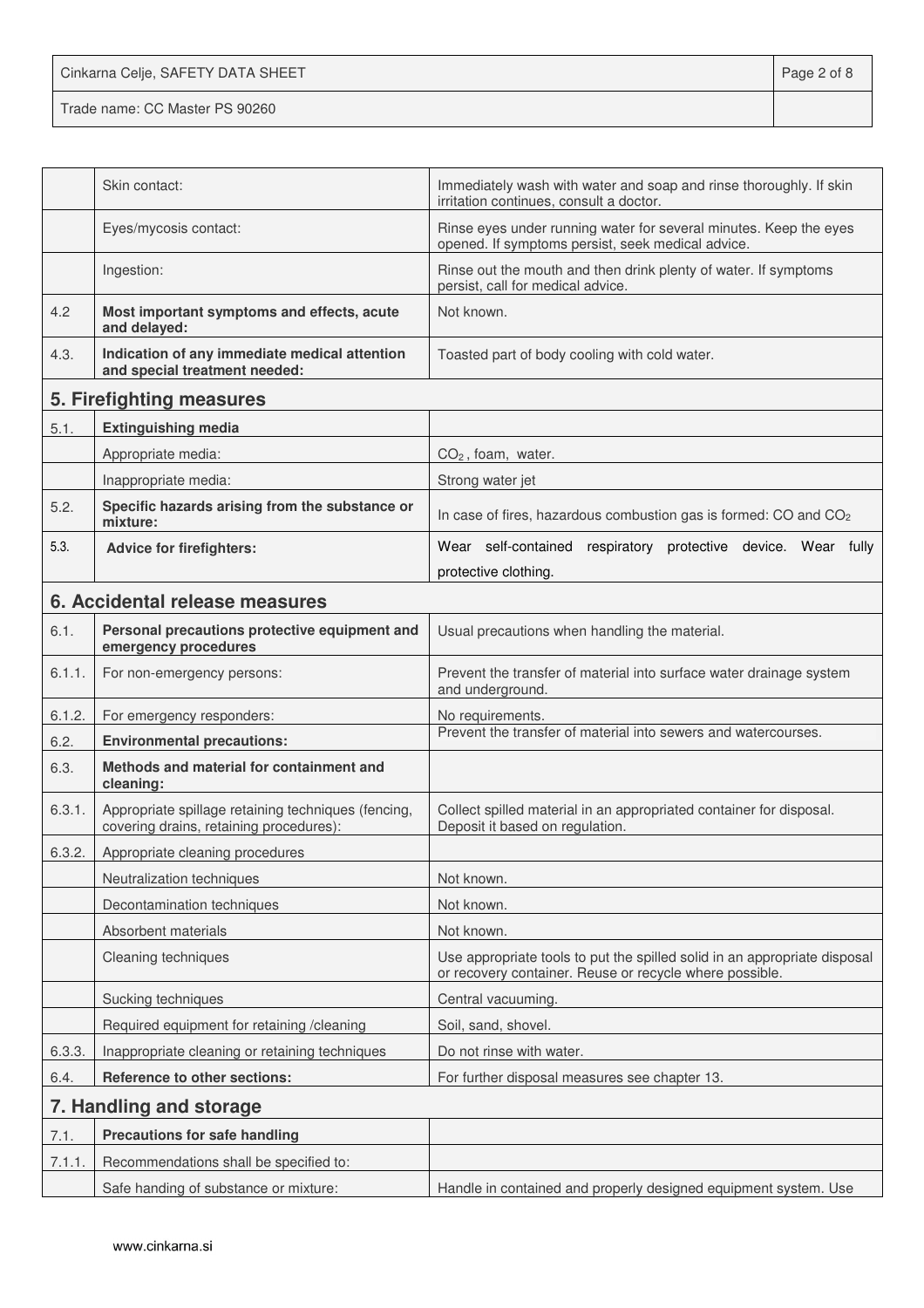| | | |
|---|---|---|
| | Skin contact: | Immediately wash with water and soap and rinse thoroughly. If skin irritation continues, consult a doctor. |
| | Eyes/mycosis contact: | Rinse eyes under running water for several minutes. Keep the eyes opened. If symptoms persist, seek medical advice. |
| | Ingestion: | Rinse out the mouth and then drink plenty of water. If symptoms persist, call for medical advice. |
| 4.2 | **Most important symptoms and effects, acute and delayed:** | Not known. |
| 4.3. | **Indication of any immediate medical attention and special treatment needed:** | Toasted part of body cooling with cold water. |

## 5. Firefighting measures

| | | |
|---|---|---|
| 5.1. | **Extinguishing media** | |
| | Appropriate media: | $CO_2$ , foam, water. |
| | Inappropriate media: | Strong water jet |
| 5.2. | **Specific hazards arising from the substance or mixture:** | In case of fires, hazardous combustion gas is formed: CO and $CO_2$ |
| 5.3. | **Advice for firefighters:** | Wear self-contained respiratory protective device. Wear fully protective clothing. |

## 6. Accidental release measures

| | | |
|---|---|---|
| 6.1. | **Personal precautions protective equipment and emergency procedures** | Usual precautions when handling the material. |
| 6.1.1. | For non-emergency persons: | Prevent the transfer of material into surface water drainage system and underground. |
| 6.1.2. | For emergency responders: | No requirements. |
| 6.2. | **Environmental precautions:** | Prevent the transfer of material into sewers and watercourses. |
| 6.3. | **Methods and material for containment and cleaning:** | |
| 6.3.1. | Appropriate spillage retaining techniques (fencing, covering drains, retaining procedures): | Collect spilled material in an appropriated container for disposal. Deposit it based on regulation. |
| 6.3.2. | Appropriate cleaning procedures | |
| | Neutralization techniques | Not known. |
| | Decontamination techniques | Not known. |
| | Absorbent materials | Not known. |
| | Cleaning techniques | Use appropriate tools to put the spilled solid in an appropriate disposal or recovery container. Reuse or recycle where possible. |
| | Sucking techniques | Central vacuuming. |
| | Required equipment for retaining /cleaning | Soil, sand, shovel. |
| 6.3.3. | Inappropriate cleaning or retaining techniques | Do not rinse with water. |
| 6.4. | **Reference to other sections:** | For further disposal measures see chapter 13. |

## 7. Handling and storage

| | | |
|---|---|---|
| 7.1. | **Precautions for safe handling** | |
| 7.1.1. | Recommendations shall be specified to: | |
| | Safe handing of substance or mixture: | Handle in contained and properly designed equipment system. Use |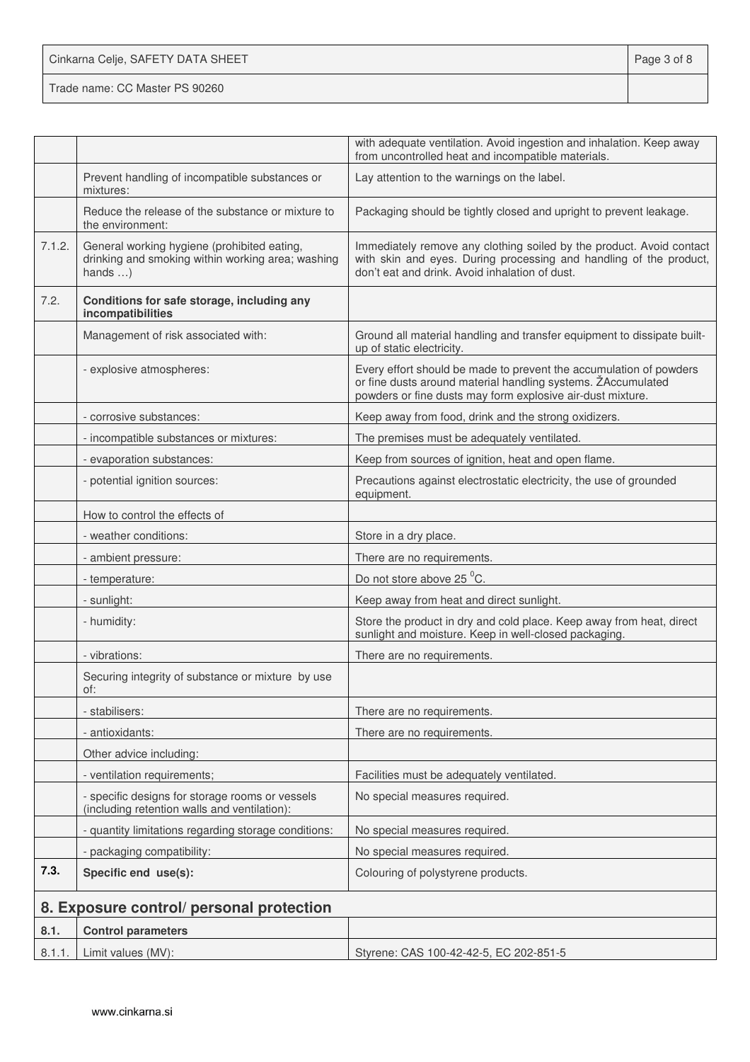| | | |
|---|---|---|
| | | with adequate ventilation. Avoid ingestion and inhalation. Keep away from uncontrolled heat and incompatible materials. |
| | Prevent handling of incompatible substances or mixtures: | Lay attention to the warnings on the label. |
| | Reduce the release of the substance or mixture to the environment: | Packaging should be tightly closed and upright to prevent leakage. |
| 7.1.2. | General working hygiene (prohibited eating, drinking and smoking within working area; washing hands …) | Immediately remove any clothing soiled by the product. Avoid contact with skin and eyes. During processing and handling of the product, don't eat and drink. Avoid inhalation of dust. |
| 7.2. | **Conditions for safe storage, including any incompatibilities** | |
| | Management of risk associated with: | Ground all material handling and transfer equipment to dissipate built-up of static electricity. |
| | - explosive atmospheres: | Every effort should be made to prevent the accumulation of powders or fine dusts around material handling systems. ŽAccumulated powders or fine dusts may form explosive air-dust mixture. |
| | - corrosive substances: | Keep away from food, drink and the strong oxidizers. |
| | - incompatible substances or mixtures: | The premises must be adequately ventilated. |
| | - evaporation substances: | Keep from sources of ignition, heat and open flame. |
| | - potential ignition sources: | Precautions against electrostatic electricity, the use of grounded equipment. |
| | How to control the effects of | |
| | - weather conditions: | Store in a dry place. |
| | - ambient pressure: | There are no requirements. |
| | - temperature: | Do not store above 25 $^{0}$C. |
| | - sunlight: | Keep away from heat and direct sunlight. |
| | - humidity: | Store the product in dry and cold place. Keep away from heat, direct sunlight and moisture. Keep in well-closed packaging. |
| | - vibrations: | There are no requirements. |
| | Securing integrity of substance or mixture by use of: | |
| | - stabilisers: | There are no requirements. |
| | - antioxidants: | There are no requirements. |
| | Other advice including: | |
| | - ventilation requirements; | Facilities must be adequately ventilated. |
| | - specific designs for storage rooms or vessels (including retention walls and ventilation): | No special measures required. |
| | - quantity limitations regarding storage conditions: | No special measures required. |
| | - packaging compatibility: | No special measures required. |
| **7.3.** | **Specific end use(s):** | Colouring of polystyrene products. |

## 8. Exposure control/ personal protection

| | | |
|---|---|---|
| **8.1.** | **Control parameters** | |
| 8.1.1. | Limit values (MV): | Styrene: CAS 100-42-42-5, EC 202-851-5 |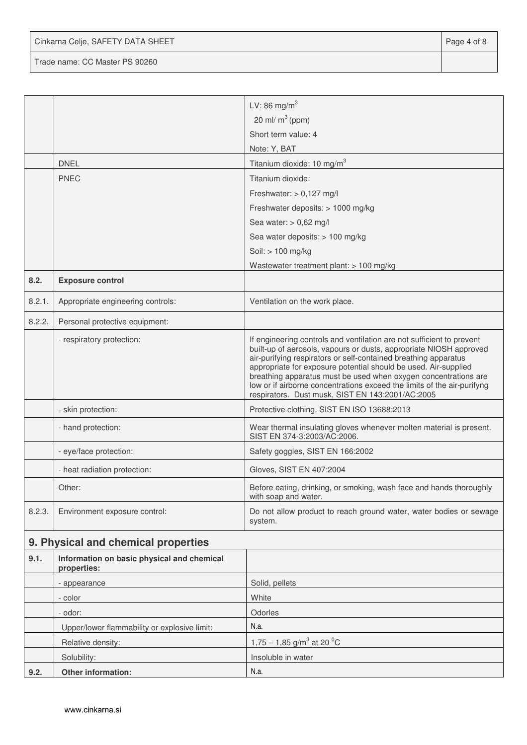| | | |
|---|---|---|
| | | LV: 86 mg/m$^3$<br>20 ml/ m$^3$ (ppm)<br>Short term value: 4<br>Note: Y, BAT |
| | DNEL | Titanium dioxide: 10 mg/m$^3$ |
| | PNEC | Titanium dioxide:<br>Freshwater: > 0,127 mg/l<br>Freshwater deposits: > 1000 mg/kg<br>Sea water: > 0,62 mg/l<br>Sea water deposits: > 100 mg/kg<br>Soil: > 100 mg/kg<br>Wastewater treatment plant: > 100 mg/kg |
| **8.2.** | **Exposure control** | |
| 8.2.1. | Appropriate engineering controls: | Ventilation on the work place. |
| 8.2.2. | Personal protective equipment: | |
| | - respiratory protection: | If engineering controls and ventilation are not sufficient to prevent built-up of aerosols, vapours or dusts, appropriate NIOSH approved air-purifying respirators or self-contained breathing apparatus appropriate for exposure potential should be used. Air-supplied breathing apparatus must be used when oxygen concentrations are low or if airborne concentrations exceed the limits of the air-purifyng respirators. Dust musk, SIST EN 143:2001/AC:2005 |
| | - skin protection: | Protective clothing, SIST EN ISO 13688:2013 |
| | - hand protection: | Wear thermal insulating gloves whenever molten material is present. SIST EN 374-3:2003/AC:2006. |
| | - eye/face protection: | Safety goggles, SIST EN 166:2002 |
| | - heat radiation protection: | Gloves, SIST EN 407:2004 |
| | Other: | Before eating, drinking, or smoking, wash face and hands thoroughly with soap and water. |
| 8.2.3. | Environment exposure control: | Do not allow product to reach ground water, water bodies or sewage system. |

## 9. Physical and chemical properties

| | | |
|---|---|---|
| **9.1.** | **Information on basic physical and chemical properties:** | |
| | - appearance | Solid, pellets |
| | - color | White |
| | - odor: | Odorles |
| | Upper/lower flammability or explosive limit: | N.a. |
| | Relative density: | 1,75 – 1,85 g/m$^3$ at 20 $^0$C |
| | Solubility: | Insoluble in water |
| **9.2.** | **Other information:** | N.a. |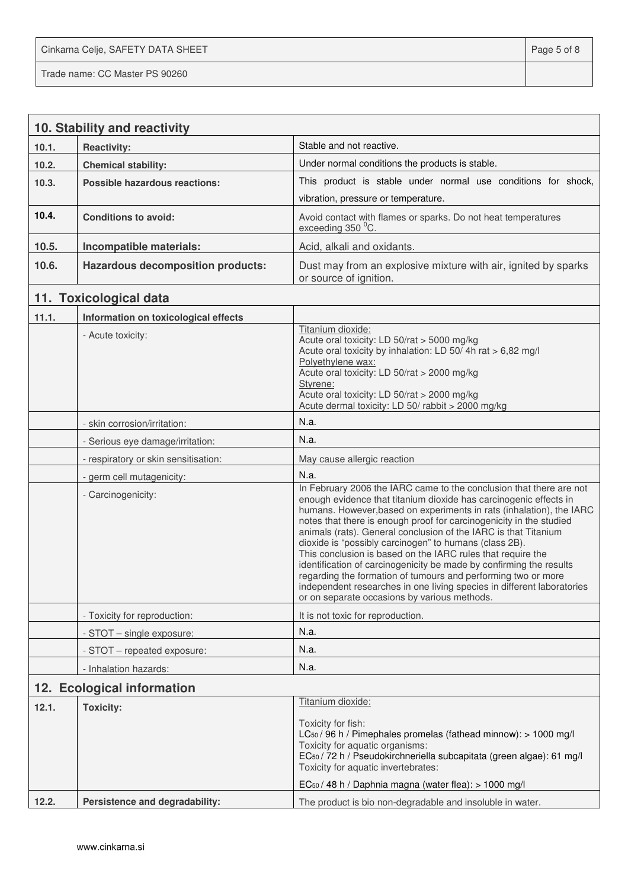## 10. Stability and reactivity

| | | |
|---|---|---|
| 10.1. | **Reactivity:** | Stable and not reactive. |
| 10.2. | **Chemical stability:** | Under normal conditions the products is stable. |
| 10.3. | **Possible hazardous reactions:** | This product is stable under normal use conditions for shock, vibration, pressure or temperature. |
| 10.4. | **Conditions to avoid:** | Avoid contact with flames or sparks. Do not heat temperatures exceeding 350 $^0$C. |
| 10.5. | **Incompatible materials:** | Acid, alkali and oxidants. |
| 10.6. | **Hazardous decomposition products:** | Dust may from an explosive mixture with air, ignited by sparks or source of ignition. |

## 11. Toxicological data

| | | |
|---|---|---|
| 11.1. | **Information on toxicological effects** | |
| | - Acute toxicity: | Titanium dioxide:<br>Acute oral toxicity: LD 50/rat > 5000 mg/kg<br>Acute oral toxicity by inhalation: LD 50/ 4h rat > 6,82 mg/l<br>Polyethylene wax:<br>Acute oral toxicity: LD 50/rat > 2000 mg/kg<br>Styrene:<br>Acute oral toxicity: LD 50/rat > 2000 mg/kg<br>Acute dermal toxicity: LD 50/ rabbit > 2000 mg/kg |
| | - skin corrosion/irritation: | N.a. |
| | - Serious eye damage/irritation: | N.a. |
| | - respiratory or skin sensitisation: | May cause allergic reaction |
| | - germ cell mutagenicity: | N.a. |
| | - Carcinogenicity: | In February 2006 the IARC came to the conclusion that there are not enough evidence that titanium dioxide has carcinogenic effects in humans. However,based on experiments in rats (inhalation), the IARC notes that there is enough proof for carcinogenicity in the studied animals (rats). General conclusion of the IARC is that Titanium dioxide is "possibly carcinogen" to humans (class 2B).<br>This conclusion is based on the IARC rules that require the identification of carcinogenicity be made by confirming the results regarding the formation of tumours and performing two or more independent researches in one living species in different laboratories or on separate occasions by various methods. |
| | - Toxicity for reproduction: | It is not toxic for reproduction. |
| | - STOT – single exposure: | N.a. |
| | - STOT – repeated exposure: | N.a. |
| | - Inhalation hazards: | N.a. |

## 12. Ecological information

| | | |
|---|---|---|
| 12.1. | **Toxicity:** | Titanium dioxide:<br><br>Toxicity for fish:<br>$LC_{50}$ / 96 h / Pimephales promelas (fathead minnow): > 1000 mg/l<br>Toxicity for aquatic organisms:<br>$EC_{50}$ / 72 h / Pseudokirchneriella subcapitata (green algae): 61 mg/l<br>Toxicity for aquatic invertebrates:<br><br>$EC_{50}$ / 48 h / Daphnia magna (water flea): > 1000 mg/l |
| 12.2. | **Persistence and degradability:** | The product is bio non-degradable and insoluble in water. |

www.cinkarna.si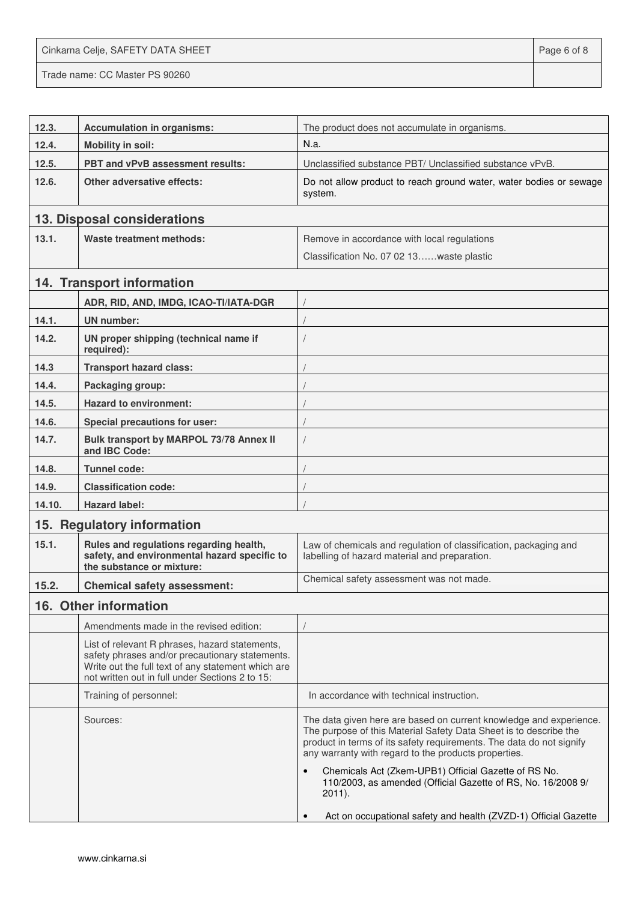| | | |
|---|---|---|
| 12.3. | **Accumulation in organisms:** | The product does not accumulate in organisms. |
| 12.4. | **Mobility in soil:** | N.a. |
| 12.5. | **PBT and vPvB assessment results:** | Unclassified substance PBT/ Unclassified substance vPvB. |
| 12.6. | **Other adversative effects:** | Do not allow product to reach ground water, water bodies or sewage system. |

## 13. Disposal considerations

| | | |
|---|---|---|
| 13.1. | **Waste treatment methods:** | Remove in accordance with local regulations<br>Classification No. 07 02 13……waste plastic |

## 14. Transport information

| | | |
|---|---|---|
| | **ADR, RID, AND, IMDG, ICAO-TI/IATA-DGR** | / |
| 14.1. | **UN number:** | / |
| 14.2. | **UN proper shipping (technical name if required):** | / |
| 14.3 | **Transport hazard class:** | / |
| 14.4. | **Packaging group:** | / |
| 14.5. | **Hazard to environment:** | / |
| 14.6. | **Special precautions for user:** | / |
| 14.7. | **Bulk transport by MARPOL 73/78 Annex II and IBC Code:** | / |
| 14.8. | **Tunnel code:** | / |
| 14.9. | **Classification code:** | / |
| 14.10. | **Hazard label:** | / |

## 15. Regulatory information

| | | |
|---|---|---|
| 15.1. | **Rules and regulations regarding health, safety, and environmental hazard specific to the substance or mixture:** | Law of chemicals and regulation of classification, packaging and labelling of hazard material and preparation. |
| 15.2. | **Chemical safety assessment:** | Chemical safety assessment was not made. |

## 16. Other information

| | | |
|---|---|---|
| | Amendments made in the revised edition: | / |
| | List of relevant R phrases, hazard statements, safety phrases and/or precautionary statements. Write out the full text of any statement which are not written out in full under Sections 2 to 15: | |
| | Training of personnel: | In accordance with technical instruction. |
| | Sources: | The data given here are based on current knowledge and experience. The purpose of this Material Safety Data Sheet is to describe the product in terms of its safety requirements. The data do not signify any warranty with regard to the products properties.<br>• Chemicals Act (Zkem-UPB1) Official Gazette of RS No. 110/2003, as amended (Official Gazette of RS, No. 16/2008 9/ 2011).<br>• Act on occupational safety and health (ZVZD-1) Official Gazette |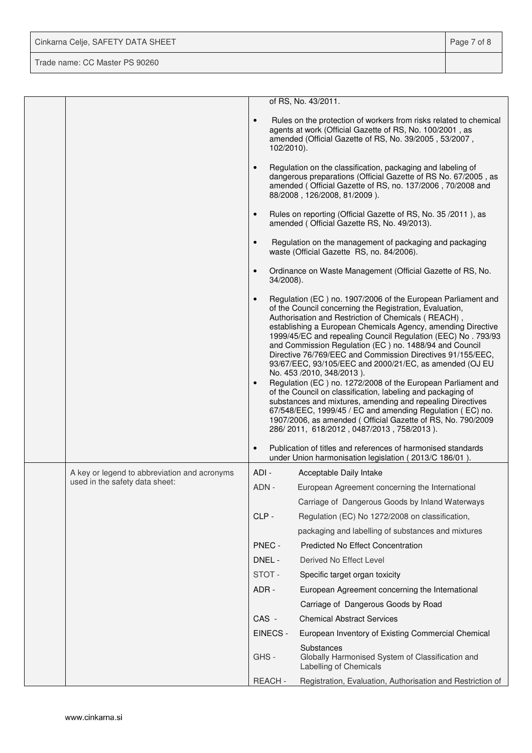| | | |
|---|---|---|
| | | of RS, No. 43/2011.<br><br>• Rules on the protection of workers from risks related to chemical agents at work (Official Gazette of RS, No. 100/2001 , as amended (Official Gazette of RS, No. 39/2005 , 53/2007 , 102/2010).<br><br>• Regulation on the classification, packaging and labeling of dangerous preparations (Official Gazette of RS No. 67/2005 , as amended ( Official Gazette of RS, no. 137/2006 , 70/2008 and 88/2008 , 126/2008, 81/2009 ).<br><br>• Rules on reporting (Official Gazette of RS, No. 35 /2011 ), as amended ( Official Gazette RS, No. 49/2013).<br><br>• Regulation on the management of packaging and packaging waste (Official Gazette RS, no. 84/2006).<br><br>• Ordinance on Waste Management (Official Gazette of RS, No. 34/2008).<br><br>• Regulation (EC ) no. 1907/2006 of the European Parliament and of the Council concerning the Registration, Evaluation, Authorisation and Restriction of Chemicals ( REACH) , establishing a European Chemicals Agency, amending Directive 1999/45/EC and repealing Council Regulation (EEC) No . 793/93 and Commission Regulation (EC ) no. 1488/94 and Council Directive 76/769/EEC and Commission Directives 91/155/EEC, 93/67/EEC, 93/105/EEC and 2000/21/EC, as amended (OJ EU No. 453 /2010, 348/2013 ).<br>• Regulation (EC ) no. 1272/2008 of the European Parliament and of the Council on classification, labeling and packaging of substances and mixtures, amending and repealing Directives 67/548/EEC, 1999/45 / EC and amending Regulation ( EC) no. 1907/2006, as amended ( Official Gazette of RS, No. 790/2009 286/ 2011, 618/2012 , 0487/2013 , 758/2013 ).<br><br>• Publication of titles and references of harmonised standards under Union harmonisation legislation ( 2013/C 186/01 ). |
| | A key or legend to abbreviation and acronyms used in the safety data sheet: | ADI - Acceptable Daily Intake<br>ADN - European Agreement concerning the International Carriage of Dangerous Goods by Inland Waterways<br>CLP - Regulation (EC) No 1272/2008 on classification, packaging and labelling of substances and mixtures<br>PNEC - Predicted No Effect Concentration<br>DNEL - Derived No Effect Level<br>STOT - Specific target organ toxicity<br>ADR - European Agreement concerning the International Carriage of Dangerous Goods by Road<br>CAS - Chemical Abstract Services<br>EINECS - European Inventory of Existing Commercial Chemical Substances<br>GHS - Globally Harmonised System of Classification and Labelling of Chemicals<br>REACH - Registration, Evaluation, Authorisation and Restriction of |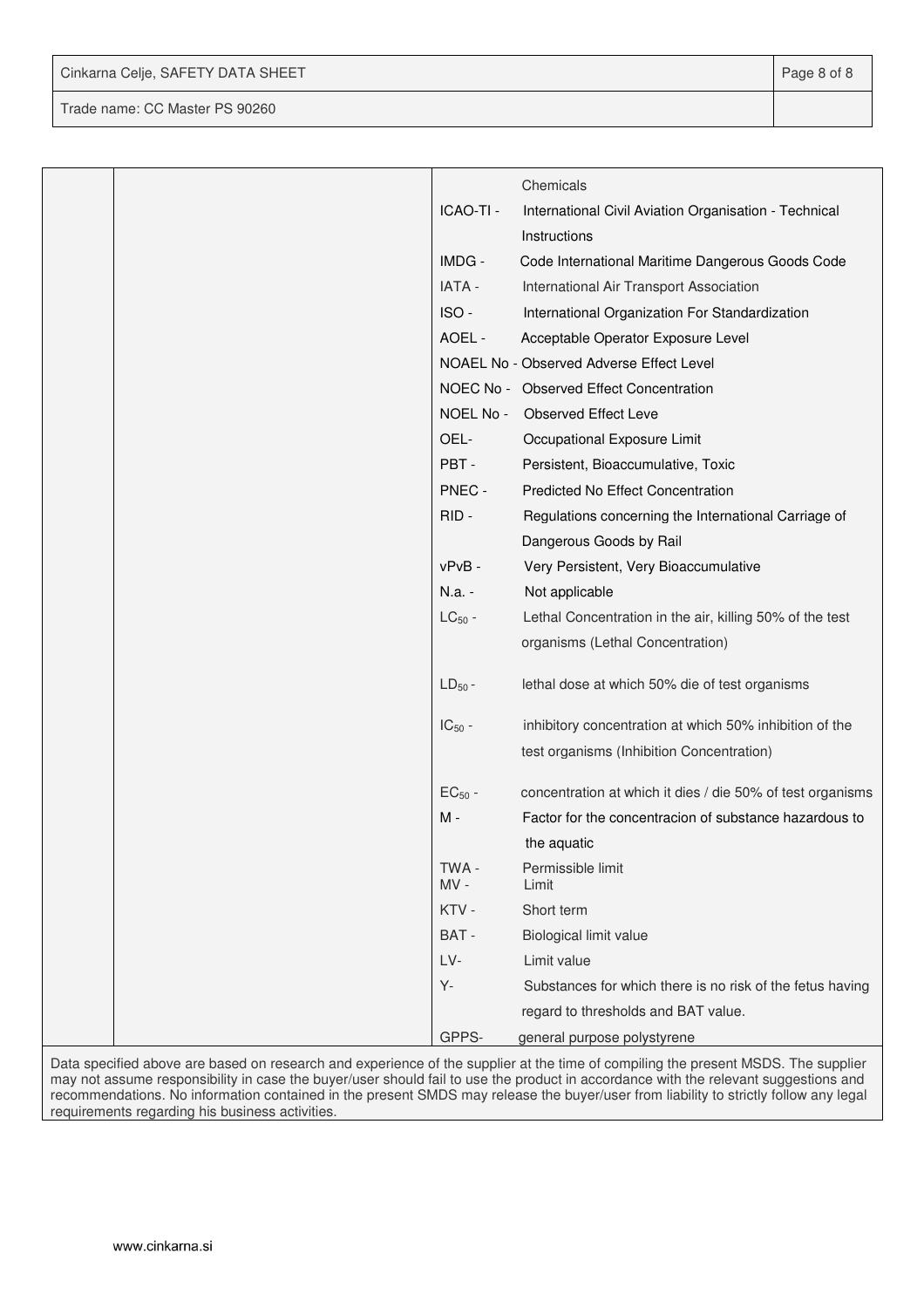| | | | |
|---|---|---|---|
| | | | Chemicals |
| | | ICAO-TI - | International Civil Aviation Organisation - Technical Instructions |
| | | IMDG - | Code International Maritime Dangerous Goods Code |
| | | IATA - | International Air Transport Association |
| | | ISO - | International Organization For Standardization |
| | | AOEL - | Acceptable Operator Exposure Level |
| | | NOAEL No - | Observed Adverse Effect Level |
| | | NOEC No - | Observed Effect Concentration |
| | | NOEL No - | Observed Effect Leve |
| | | OEL- | Occupational Exposure Limit |
| | | PBT - | Persistent, Bioaccumulative, Toxic |
| | | PNEC - | Predicted No Effect Concentration |
| | | RID - | Regulations concerning the International Carriage of Dangerous Goods by Rail |
| | | vPvB - | Very Persistent, Very Bioaccumulative |
| | | N.a. - | Not applicable |
| | | $LC_{50}$ - | Lethal Concentration in the air, killing 50% of the test organisms (Lethal Concentration) |
| | | $LD_{50}$ - | lethal dose at which 50% die of test organisms |
| | | $IC_{50}$ - | inhibitory concentration at which 50% inhibition of the test organisms (Inhibition Concentration) |
| | | $EC_{50}$ - | concentration at which it dies / die 50% of test organisms |
| | | M - | Factor for the concentracion of substance hazardous to the aquatic |
| | | TWA - | Permissible limit |
| | | MV - | Limit |
| | | KTV - | Short term |
| | | BAT - | Biological limit value |
| | | LV- | Limit value |
| | | Y- | Substances for which there is no risk of the fetus having regard to thresholds and BAT value. |
| | | GPPS- | general purpose polystyrene |

Data specified above are based on research and experience of the supplier at the time of compiling the present MSDS. The supplier may not assume responsibility in case the buyer/user should fail to use the product in accordance with the relevant suggestions and recommendations. No information contained in the present SMDS may release the buyer/user from liability to strictly follow any legal requirements regarding his business activities.

www.cinkarna.si